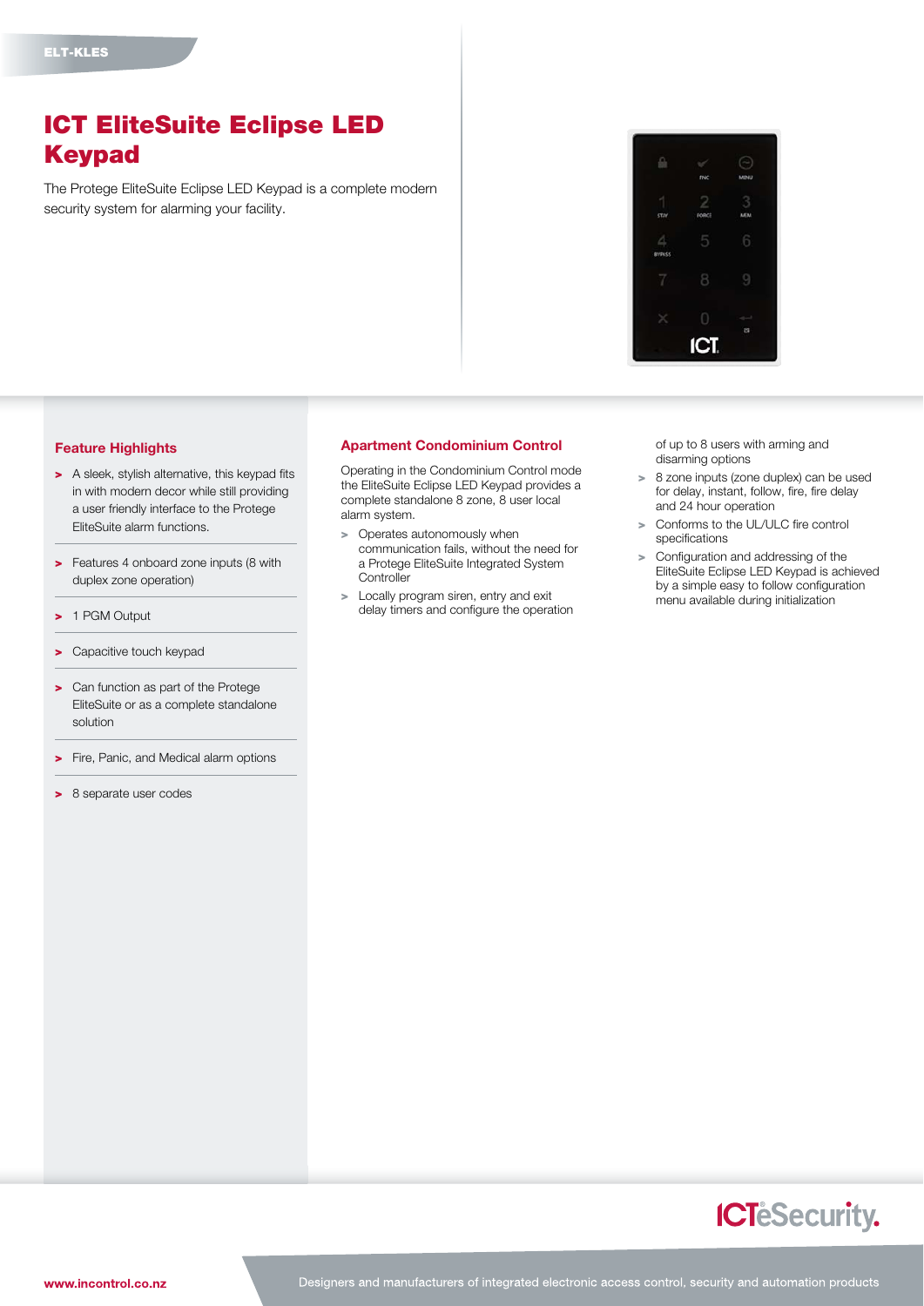ELT-KLES

# ICT EliteSuite Eclipse LED Keypad

The Protege EliteSuite Eclipse LED Keypad is a complete modern security system for alarming your facility.

## Feature Highlights

- A sleek, stylish alternative, this keypad fits in with modern decor while still providing a user friendly interface to the Protege EliteSuite alarm functions.
- Features 4 onboard zone inputs (8 with duplex zone operation)
- 1 PGM Output
- Capacitive touch keypad
- Can function as part of the Protege EliteSuite or as a complete standalone solution
- Fire, Panic, and Medical alarm options
- 8 separate user codes

## Apartment Condominium Control

Operating in the Condominium Control mode the EliteSuite Eclipse LED Keypad provides a complete standalone 8 zone, 8 user local alarm system.

- Operates autonomously when communication fails, without the need for a Protege EliteSuite Integrated System Controller
- Locally program siren, entry and exit delay timers and configure the operation of up to 8 users with arming and disarming options
- 8 zone inputs (zone duplex) can be used for delay, instant, follow, fire, fire delay and 24 hour operation
- Conforms to the UL/ULC fire control specifications
- Configuration and addressing of the EliteSuite Eclipse LED Keypad is achieved by a simple easy to follow configuration menu available during initialization

ICTeSecurity.

www.incontrol.co.nz

Designers and manufacturers of integrated electronic access control, security and automation products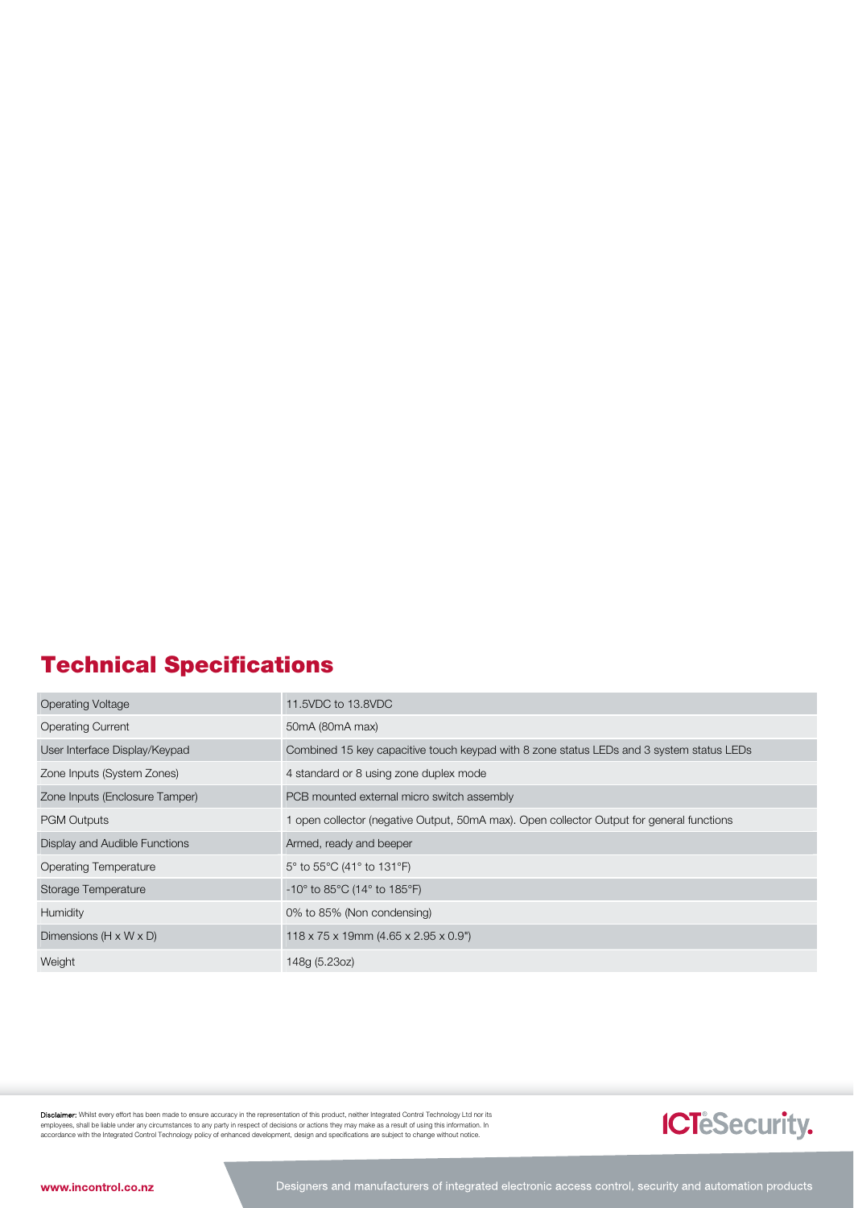## Technical Specifications

| | |
|---|---|
| Operating Voltage | 11.5VDC to 13.8VDC |
| Operating Current | 50mA (80mA max) |
| User Interface Display/Keypad | Combined 15 key capacitive touch keypad with 8 zone status LEDs and 3 system status LEDs |
| Zone Inputs (System Zones) | 4 standard or 8 using zone duplex mode |
| Zone Inputs (Enclosure Tamper) | PCB mounted external micro switch assembly |
| PGM Outputs | 1 open collector (negative Output, 50mA max). Open collector Output for general functions |
| Display and Audible Functions | Armed, ready and beeper |
| Operating Temperature | 5° to 55°C (41° to 131°F) |
| Storage Temperature | -10° to 85°C (14° to 185°F) |
| Humidity | 0% to 85% (Non condensing) |
| Dimensions (H x W x D) | 118 x 75 x 19mm (4.65 x 2.95 x 0.9") |
| Weight | 148g (5.23oz) |

**Disclaimer:** Whilst every effort has been made to ensure accuracy in the representation of this product, neither Integrated Control Technology Ltd nor its employees, shall be liable under any circumstances to any party in respect of decisions or actions they may make as a result of using this information. In accordance with the Integrated Control Technology policy of enhanced development, design and specifications are subject to change without notice.

ICT eSecurity.

www.incontrol.co.nz

Designers and manufacturers of integrated electronic access control, security and automation products